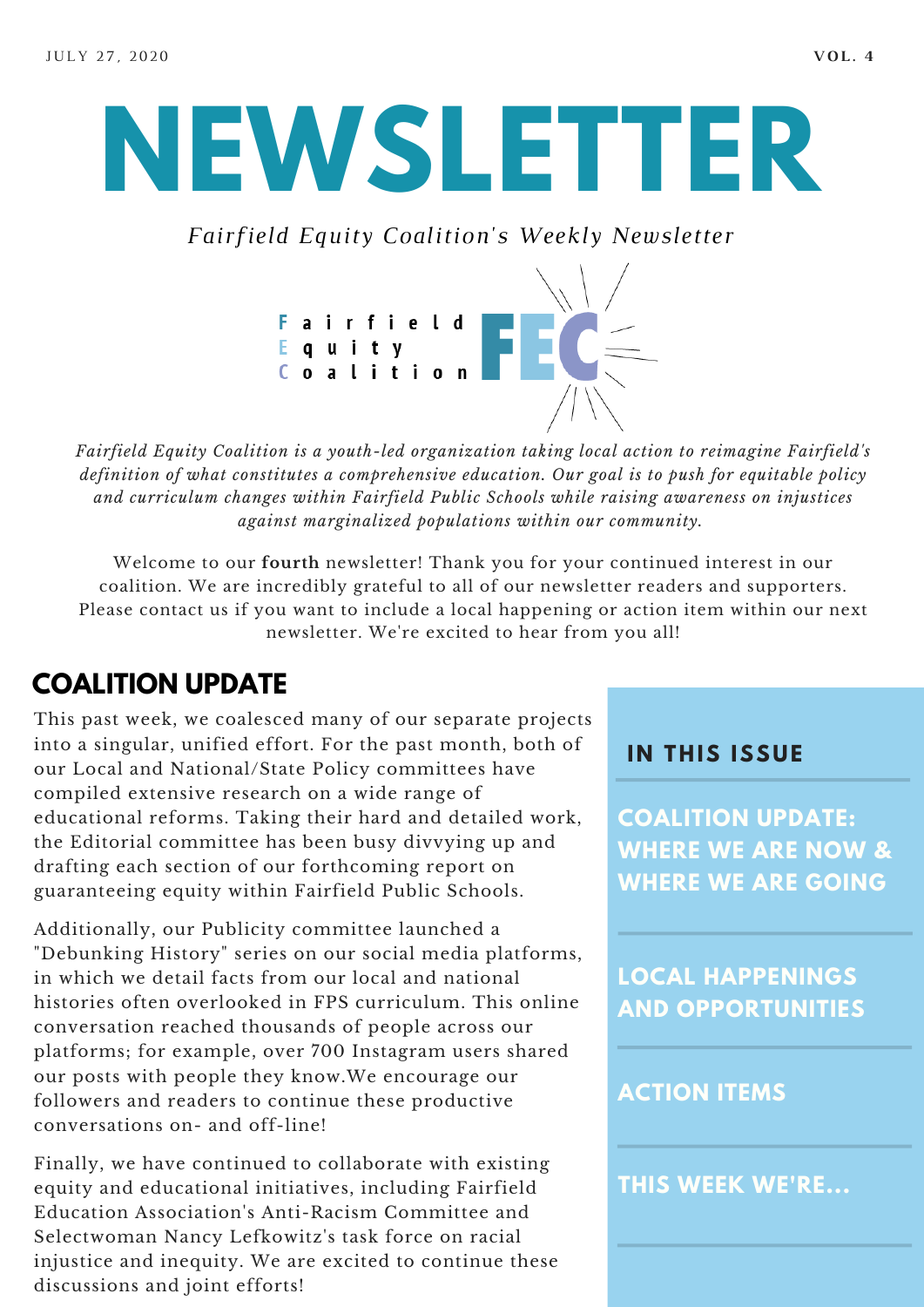JULY 27, 2020 VOL. 4

# NEWSLETTER

*Fairfield Equity Coalition's Weekly Newsletter*

Fairfield
Equity
Coalition

FEC

*Fairfield Equity Coalition is a youth-led organization taking local action to reimagine Fairfield's definition of what constitutes a comprehensive education. Our goal is to push for equitable policy and curriculum changes within Fairfield Public Schools while raising awareness on injustices against marginalized populations within our community.*

Welcome to our **fourth** newsletter! Thank you for your continued interest in our coalition. We are incredibly grateful to all of our newsletter readers and supporters. Please contact us if you want to include a local happening or action item within our next newsletter. We're excited to hear from you all!

## COALITION UPDATE

This past week, we coalesced many of our separate projects into a singular, unified effort. For the past month, both of our Local and National/State Policy committees have compiled extensive research on a wide range of educational reforms. Taking their hard and detailed work, the Editorial committee has been busy divvying up and drafting each section of our forthcoming report on guaranteeing equity within Fairfield Public Schools.

Additionally, our Publicity committee launched a "Debunking History" series on our social media platforms, in which we detail facts from our local and national histories often overlooked in FPS curriculum. This online conversation reached thousands of people across our platforms; for example, over 700 Instagram users shared our posts with people they know.We encourage our followers and readers to continue these productive conversations on- and off-line!

Finally, we have continued to collaborate with existing equity and educational initiatives, including Fairfield Education Association's Anti-Racism Committee and Selectwoman Nancy Lefkowitz's task force on racial injustice and inequity. We are excited to continue these discussions and joint efforts!

### IN THIS ISSUE

- COALITION UPDATE: WHERE WE ARE NOW & WHERE WE ARE GOING
- LOCAL HAPPENINGS AND OPPORTUNITIES
- ACTION ITEMS
- THIS WEEK WE'RE...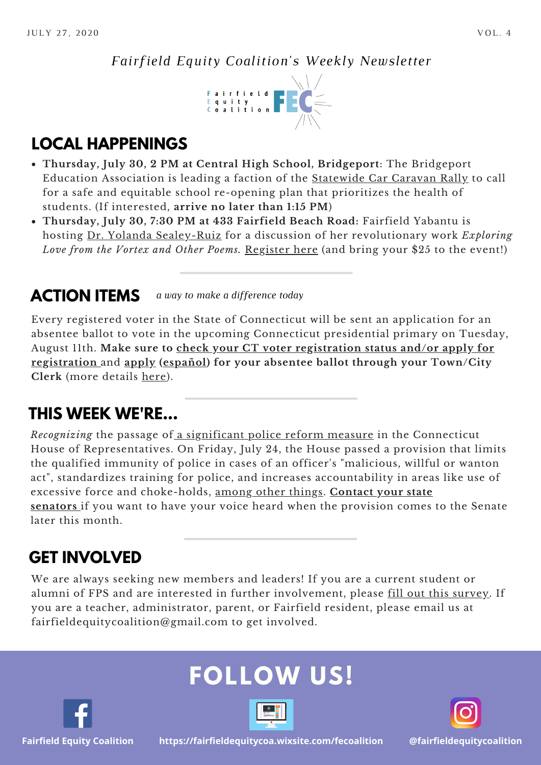JULY 27, 2020

VOL. 4

*Fairfield Equity Coalition's Weekly Newsletter*

Fairfield Equity Coalition FEC

## LOCAL HAPPENINGS

- **Thursday, July 30, 2 PM at Central High School, Bridgeport**: The Bridgeport Education Association is leading a faction of the Statewide Car Caravan Rally to call for a safe and equitable school re-opening plan that prioritizes the health of students. (If interested, **arrive no later than 1:15 PM**)
- **Thursday, July 30, 7:30 PM at 433 Fairfield Beach Road:** Fairfield Yabantu is hosting Dr. Yolanda Sealey-Ruiz for a discussion of her revolutionary work *Exploring Love from the Vortex and Other Poems*. Register here (and bring your $25 to the event!)

## ACTION ITEMS

*a way to make a difference today*

Every registered voter in the State of Connecticut will be sent an application for an absentee ballot to vote in the upcoming Connecticut presidential primary on Tuesday, August 11th. **Make sure to check your CT voter registration status and/or apply for registration and apply (español) for your absentee ballot through your Town/City Clerk** (more details here).

## THIS WEEK WE'RE...

*Recognizing* the passage of a significant police reform measure in the Connecticut House of Representatives. On Friday, July 24, the House passed a provision that limits the qualified immunity of police in cases of an officer's "malicious, willful or wanton act", standardizes training for police, and increases accountability in areas like use of excessive force and choke-holds, among other things. **Contact your state senators** if you want to have your voice heard when the provision comes to the Senate later this month.

## GET INVOLVED

We are always seeking new members and leaders! If you are a current student or alumni of FPS and are interested in further involvement, please fill out this survey. If you are a teacher, administrator, parent, or Fairfield resident, please email us at fairfieldequitycoalition@gmail.com to get involved.

## FOLLOW US!

Fairfield Equity Coalition

https://fairfieldequitycoa.wixsite.com/fecoalition

@fairfieldequitycoalition